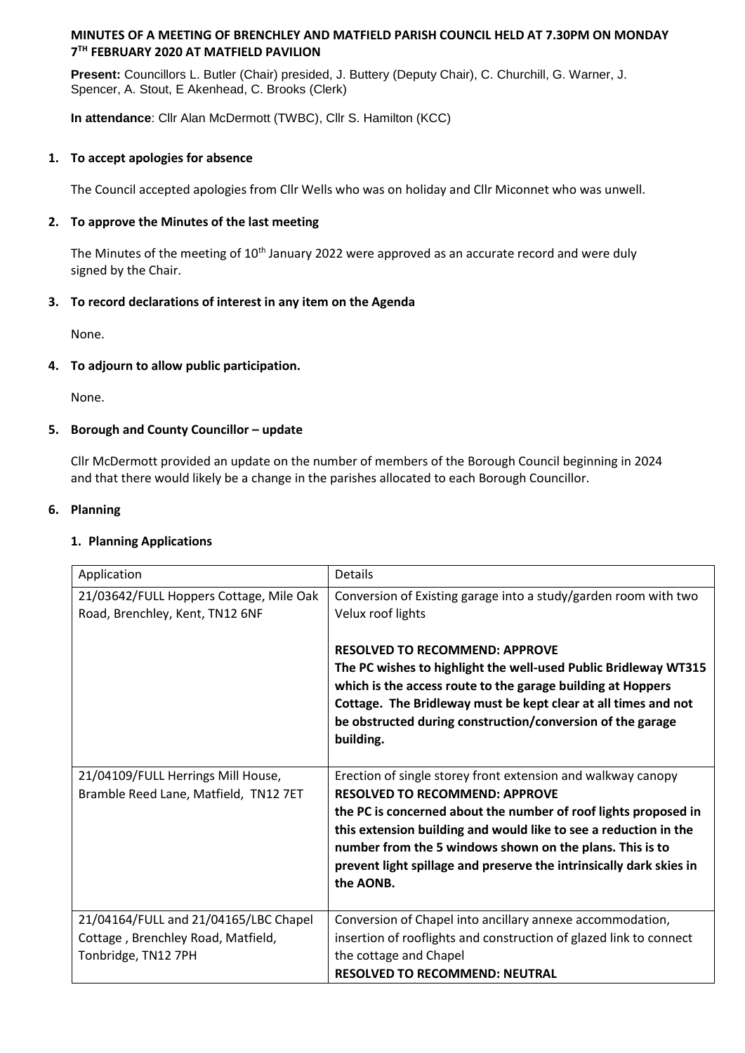**MINUTES OF A MEETING OF BRENCHLEY AND MATFIELD PARISH COUNCIL HELD AT 7.30PM ON MONDAY 7TH FEBRUARY 2020 AT MATFIELD PAVILION**

**Present:** Councillors L. Butler (Chair) presided, J. Buttery (Deputy Chair), C. Churchill, G. Warner, J. Spencer, A. Stout, E Akenhead, C. Brooks (Clerk)

**In attendance**: Cllr Alan McDermott (TWBC), Cllr S. Hamilton (KCC)

**1. To accept apologies for absence**

The Council accepted apologies from Cllr Wells who was on holiday and Cllr Miconnet who was unwell.

**2. To approve the Minutes of the last meeting**

The Minutes of the meeting of 10th January 2022 were approved as an accurate record and were duly signed by the Chair.

**3. To record declarations of interest in any item on the Agenda**

None.

**4. To adjourn to allow public participation.**

None.

**5. Borough and County Councillor – update**

Cllr McDermott provided an update on the number of members of the Borough Council beginning in 2024 and that there would likely be a change in the parishes allocated to each Borough Councillor.

**6. Planning**

**1. Planning Applications**

| Application | Details |
|---|---|
| 21/03642/FULL Hoppers Cottage, Mile Oak Road, Brenchley, Kent, TN12 6NF | Conversion of Existing garage into a study/garden room with two Velux roof lights<br><br>**RESOLVED TO RECOMMEND: APPROVE**<br>**The PC wishes to highlight the well-used Public Bridleway WT315 which is the access route to the garage building at Hoppers Cottage. The Bridleway must be kept clear at all times and not be obstructed during construction/conversion of the garage building.** |
| 21/04109/FULL Herrings Mill House, Bramble Reed Lane, Matfield, TN12 7ET | Erection of single storey front extension and walkway canopy<br>**RESOLVED TO RECOMMEND: APPROVE**<br>**the PC is concerned about the number of roof lights proposed in this extension building and would like to see a reduction in the number from the 5 windows shown on the plans. This is to prevent light spillage and preserve the intrinsically dark skies in the AONB.** |
| 21/04164/FULL and 21/04165/LBC Chapel Cottage , Brenchley Road, Matfield, Tonbridge, TN12 7PH | Conversion of Chapel into ancillary annexe accommodation, insertion of rooflights and construction of glazed link to connect the cottage and Chapel<br>**RESOLVED TO RECOMMEND: NEUTRAL** |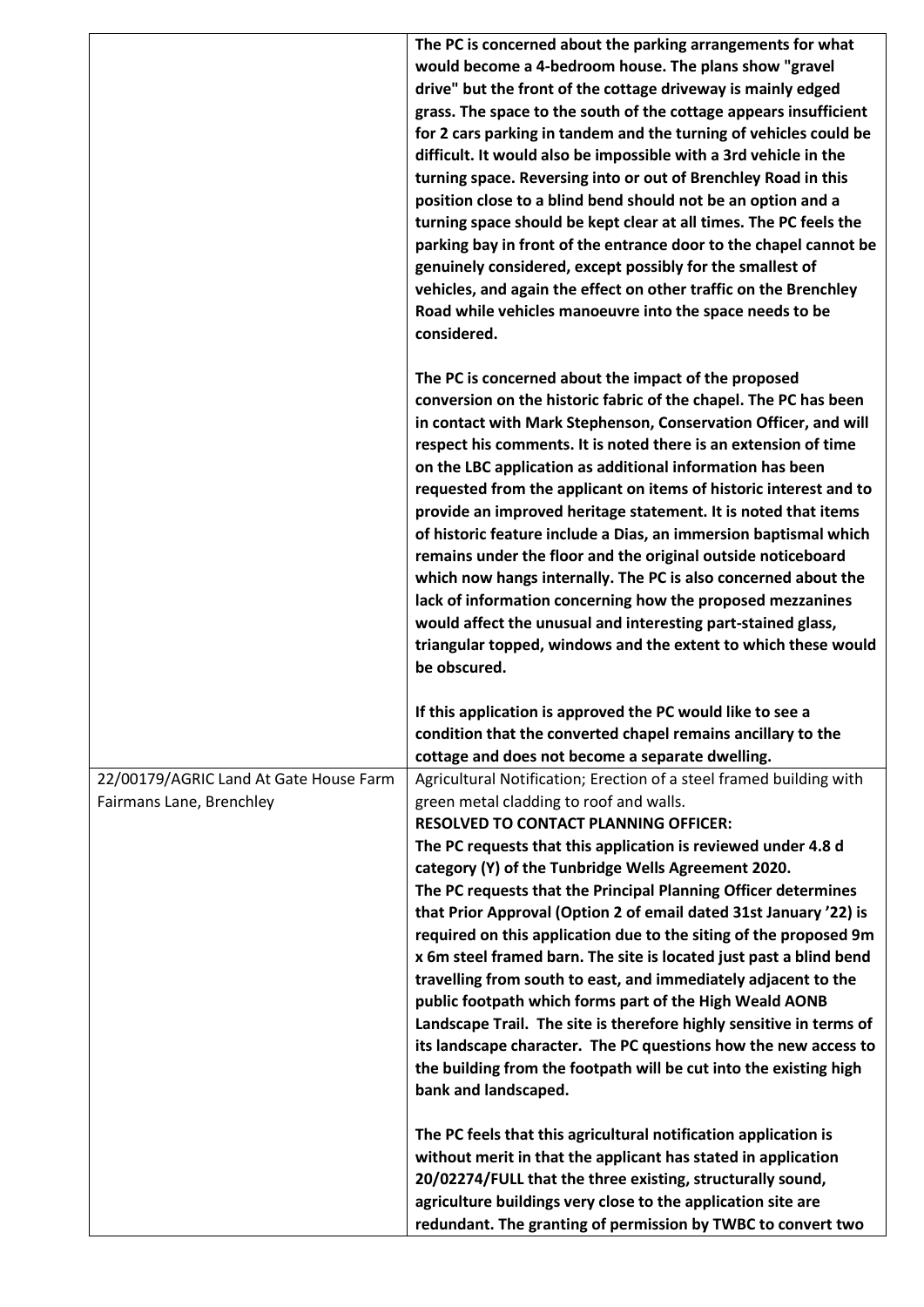| | |
|---|---|
| | **The PC is concerned about the parking arrangements for what would become a 4-bedroom house. The plans show "gravel drive" but the front of the cottage driveway is mainly edged grass. The space to the south of the cottage appears insufficient for 2 cars parking in tandem and the turning of vehicles could be difficult. It would also be impossible with a 3rd vehicle in the turning space. Reversing into or out of Brenchley Road in this position close to a blind bend should not be an option and a turning space should be kept clear at all times. The PC feels the parking bay in front of the entrance door to the chapel cannot be genuinely considered, except possibly for the smallest of vehicles, and again the effect on other traffic on the Brenchley Road while vehicles manoeuvre into the space needs to be considered.**<br><br>**The PC is concerned about the impact of the proposed conversion on the historic fabric of the chapel. The PC has been in contact with Mark Stephenson, Conservation Officer, and will respect his comments. It is noted there is an extension of time on the LBC application as additional information has been requested from the applicant on items of historic interest and to provide an improved heritage statement. It is noted that items of historic feature include a Dias, an immersion baptismal which remains under the floor and the original outside noticeboard which now hangs internally. The PC is also concerned about the lack of information concerning how the proposed mezzanines would affect the unusual and interesting part-stained glass, triangular topped, windows and the extent to which these would be obscured.**<br><br>**If this application is approved the PC would like to see a condition that the converted chapel remains ancillary to the cottage and does not become a separate dwelling.** |
| 22/00179/AGRIC Land At Gate House Farm Fairmans Lane, Brenchley | Agricultural Notification; Erection of a steel framed building with green metal cladding to roof and walls.<br>**RESOLVED TO CONTACT PLANNING OFFICER:**<br>**The PC requests that this application is reviewed under 4.8 d category (Y) of the Tunbridge Wells Agreement 2020.**<br>**The PC requests that the Principal Planning Officer determines that Prior Approval (Option 2 of email dated 31st January '22) is required on this application due to the siting of the proposed 9m x 6m steel framed barn. The site is located just past a blind bend travelling from south to east, and immediately adjacent to the public footpath which forms part of the High Weald AONB Landscape Trail. The site is therefore highly sensitive in terms of its landscape character. The PC questions how the new access to the building from the footpath will be cut into the existing high bank and landscaped.**<br><br>**The PC feels that this agricultural notification application is without merit in that the applicant has stated in application 20/02274/FULL that the three existing, structurally sound, agriculture buildings very close to the application site are redundant. The granting of permission by TWBC to convert two** |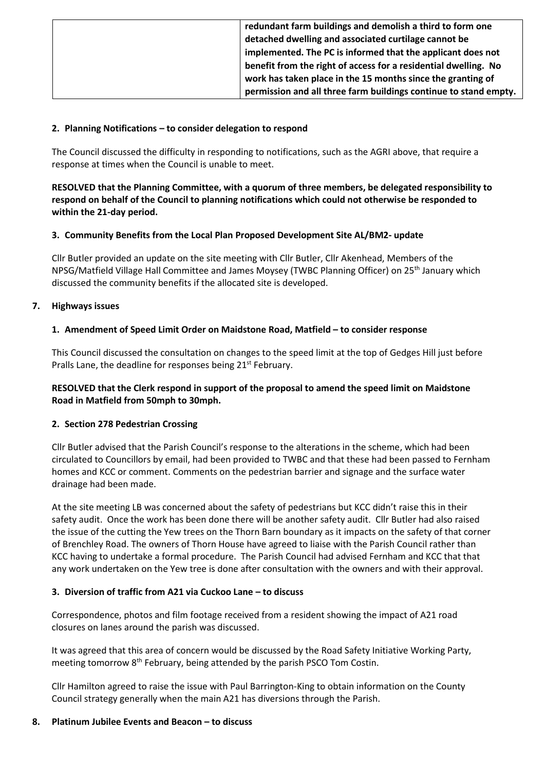| | **redundant farm buildings and demolish a third to form one detached dwelling and associated curtilage cannot be implemented. The PC is informed that the applicant does not benefit from the right of access for a residential dwelling. No work has taken place in the 15 months since the granting of permission and all three farm buildings continue to stand empty.** |
|---|---|

**2. Planning Notifications – to consider delegation to respond**

The Council discussed the difficulty in responding to notifications, such as the AGRI above, that require a response at times when the Council is unable to meet.

**RESOLVED that the Planning Committee, with a quorum of three members, be delegated responsibility to respond on behalf of the Council to planning notifications which could not otherwise be responded to within the 21-day period.**

**3. Community Benefits from the Local Plan Proposed Development Site AL/BM2- update**

Cllr Butler provided an update on the site meeting with Cllr Butler, Cllr Akenhead, Members of the NPSG/Matfield Village Hall Committee and James Moysey (TWBC Planning Officer) on 25th January which discussed the community benefits if the allocated site is developed.

**7. Highways issues**

**1. Amendment of Speed Limit Order on Maidstone Road, Matfield – to consider response**

This Council discussed the consultation on changes to the speed limit at the top of Gedges Hill just before Pralls Lane, the deadline for responses being 21st February.

**RESOLVED that the Clerk respond in support of the proposal to amend the speed limit on Maidstone Road in Matfield from 50mph to 30mph.**

**2. Section 278 Pedestrian Crossing**

Cllr Butler advised that the Parish Council's response to the alterations in the scheme, which had been circulated to Councillors by email, had been provided to TWBC and that these had been passed to Fernham homes and KCC or comment. Comments on the pedestrian barrier and signage and the surface water drainage had been made.

At the site meeting LB was concerned about the safety of pedestrians but KCC didn't raise this in their safety audit. Once the work has been done there will be another safety audit. Cllr Butler had also raised the issue of the cutting the Yew trees on the Thorn Barn boundary as it impacts on the safety of that corner of Brenchley Road. The owners of Thorn House have agreed to liaise with the Parish Council rather than KCC having to undertake a formal procedure. The Parish Council had advised Fernham and KCC that that any work undertaken on the Yew tree is done after consultation with the owners and with their approval.

**3. Diversion of traffic from A21 via Cuckoo Lane – to discuss**

Correspondence, photos and film footage received from a resident showing the impact of A21 road closures on lanes around the parish was discussed.

It was agreed that this area of concern would be discussed by the Road Safety Initiative Working Party, meeting tomorrow 8th February, being attended by the parish PSCO Tom Costin.

Cllr Hamilton agreed to raise the issue with Paul Barrington-King to obtain information on the County Council strategy generally when the main A21 has diversions through the Parish.

**8. Platinum Jubilee Events and Beacon – to discuss**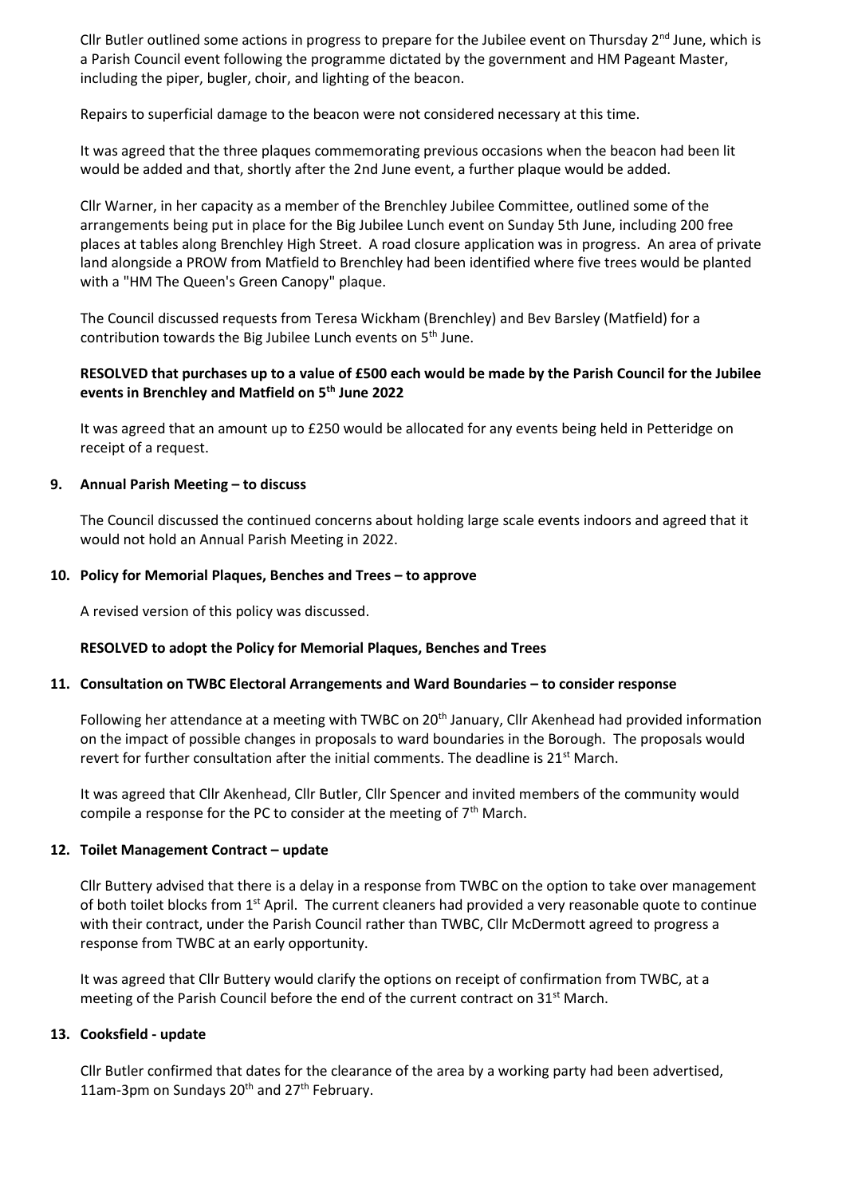Cllr Butler outlined some actions in progress to prepare for the Jubilee event on Thursday 2nd June, which is a Parish Council event following the programme dictated by the government and HM Pageant Master, including the piper, bugler, choir, and lighting of the beacon.

Repairs to superficial damage to the beacon were not considered necessary at this time.

It was agreed that the three plaques commemorating previous occasions when the beacon had been lit would be added and that, shortly after the 2nd June event, a further plaque would be added.

Cllr Warner, in her capacity as a member of the Brenchley Jubilee Committee, outlined some of the arrangements being put in place for the Big Jubilee Lunch event on Sunday 5th June, including 200 free places at tables along Brenchley High Street. A road closure application was in progress. An area of private land alongside a PROW from Matfield to Brenchley had been identified where five trees would be planted with a "HM The Queen's Green Canopy" plaque.

The Council discussed requests from Teresa Wickham (Brenchley) and Bev Barsley (Matfield) for a contribution towards the Big Jubilee Lunch events on 5th June.

**RESOLVED that purchases up to a value of £500 each would be made by the Parish Council for the Jubilee events in Brenchley and Matfield on 5th June 2022**

It was agreed that an amount up to £250 would be allocated for any events being held in Petteridge on receipt of a request.

**9. Annual Parish Meeting – to discuss**

The Council discussed the continued concerns about holding large scale events indoors and agreed that it would not hold an Annual Parish Meeting in 2022.

**10. Policy for Memorial Plaques, Benches and Trees – to approve**

A revised version of this policy was discussed.

**RESOLVED to adopt the Policy for Memorial Plaques, Benches and Trees**

**11. Consultation on TWBC Electoral Arrangements and Ward Boundaries – to consider response**

Following her attendance at a meeting with TWBC on 20th January, Cllr Akenhead had provided information on the impact of possible changes in proposals to ward boundaries in the Borough. The proposals would revert for further consultation after the initial comments. The deadline is 21st March.

It was agreed that Cllr Akenhead, Cllr Butler, Cllr Spencer and invited members of the community would compile a response for the PC to consider at the meeting of 7th March.

**12. Toilet Management Contract – update**

Cllr Buttery advised that there is a delay in a response from TWBC on the option to take over management of both toilet blocks from 1st April. The current cleaners had provided a very reasonable quote to continue with their contract, under the Parish Council rather than TWBC, Cllr McDermott agreed to progress a response from TWBC at an early opportunity.

It was agreed that Cllr Buttery would clarify the options on receipt of confirmation from TWBC, at a meeting of the Parish Council before the end of the current contract on 31st March.

**13. Cooksfield - update**

Cllr Butler confirmed that dates for the clearance of the area by a working party had been advertised, 11am-3pm on Sundays 20th and 27th February.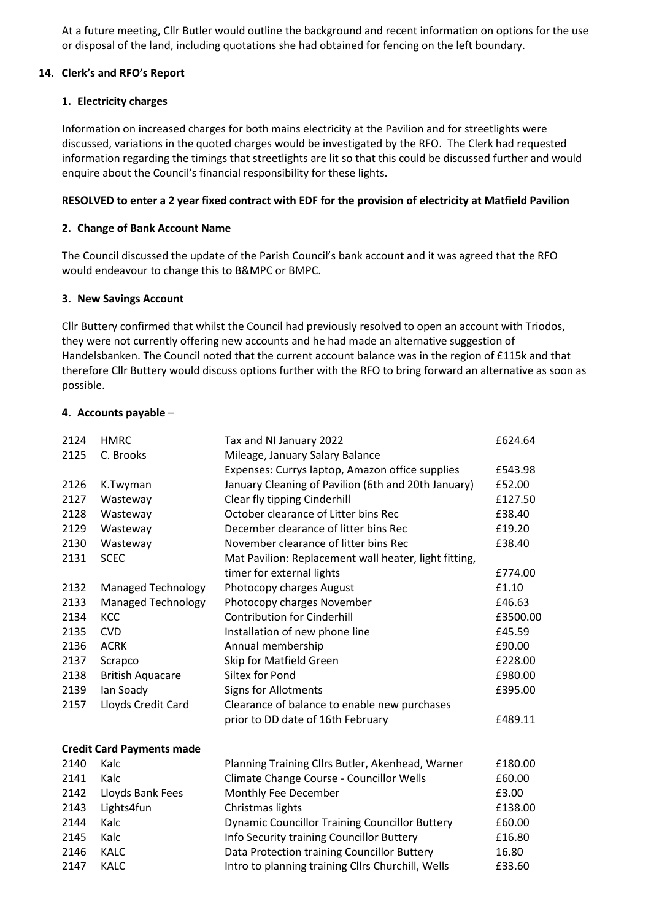At a future meeting, Cllr Butler would outline the background and recent information on options for the use or disposal of the land, including quotations she had obtained for fencing on the left boundary.

## 14. Clerk's and RFO's Report

### 1. Electricity charges

Information on increased charges for both mains electricity at the Pavilion and for streetlights were discussed, variations in the quoted charges would be investigated by the RFO. The Clerk had requested information regarding the timings that streetlights are lit so that this could be discussed further and would enquire about the Council's financial responsibility for these lights.

**RESOLVED to enter a 2 year fixed contract with EDF for the provision of electricity at Matfield Pavilion**

### 2. Change of Bank Account Name

The Council discussed the update of the Parish Council's bank account and it was agreed that the RFO would endeavour to change this to B&MPC or BMPC.

### 3. New Savings Account

Cllr Buttery confirmed that whilst the Council had previously resolved to open an account with Triodos, they were not currently offering new accounts and he had made an alternative suggestion of Handelsbanken. The Council noted that the current account balance was in the region of £115k and that therefore Cllr Buttery would discuss options further with the RFO to bring forward an alternative as soon as possible.

### 4. Accounts payable –

| | | | |
|---|---|---|---|
| 2124 | HMRC | Tax and NI January 2022 | £624.64 |
| 2125 | C. Brooks | Mileage, January Salary Balance<br>Expenses: Currys laptop, Amazon office supplies | £543.98 |
| 2126 | K.Twyman | January Cleaning of Pavilion (6th and 20th January) | £52.00 |
| 2127 | Wasteway | Clear fly tipping Cinderhill | £127.50 |
| 2128 | Wasteway | October clearance of Litter bins Rec | £38.40 |
| 2129 | Wasteway | December clearance of litter bins Rec | £19.20 |
| 2130 | Wasteway | November clearance of litter bins Rec | £38.40 |
| 2131 | SCEC | Mat Pavilion: Replacement wall heater, light fitting, timer for external lights | £774.00 |
| 2132 | Managed Technology | Photocopy charges August | £1.10 |
| 2133 | Managed Technology | Photocopy charges November | £46.63 |
| 2134 | KCC | Contribution for Cinderhill | £3500.00 |
| 2135 | CVD | Installation of new phone line | £45.59 |
| 2136 | ACRK | Annual membership | £90.00 |
| 2137 | Scrapco | Skip for Matfield Green | £228.00 |
| 2138 | British Aquacare | Siltex for Pond | £980.00 |
| 2139 | Ian Soady | Signs for Allotments | £395.00 |
| 2157 | Lloyds Credit Card | Clearance of balance to enable new purchases prior to DD date of 16th February | £489.11 |

**Credit Card Payments made**

| | | | |
|---|---|---|---|
| 2140 | Kalc | Planning Training Cllrs Butler, Akenhead, Warner | £180.00 |
| 2141 | Kalc | Climate Change Course - Councillor Wells | £60.00 |
| 2142 | Lloyds Bank Fees | Monthly Fee December | £3.00 |
| 2143 | Lights4fun | Christmas lights | £138.00 |
| 2144 | Kalc | Dynamic Councillor Training Councillor Buttery | £60.00 |
| 2145 | Kalc | Info Security training Councillor Buttery | £16.80 |
| 2146 | KALC | Data Protection training Councillor Buttery | 16.80 |
| 2147 | KALC | Intro to planning training Cllrs Churchill, Wells | £33.60 |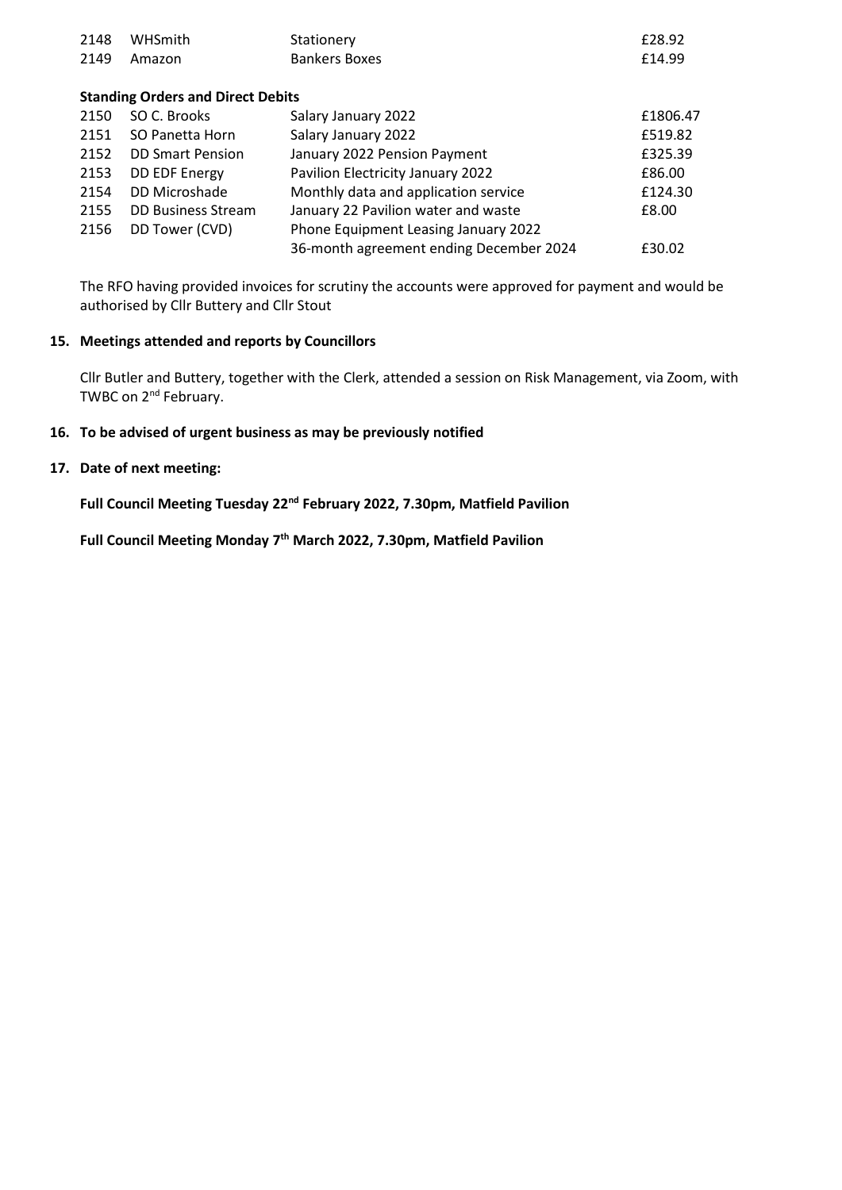| | | | |
|---|---|---|---|
| 2148 | WHSmith | Stationery | £28.92 |
| 2149 | Amazon | Bankers Boxes | £14.99 |

**Standing Orders and Direct Debits**

| | | | |
|---|---|---|---|
| 2150 | SO C. Brooks | Salary January 2022 | £1806.47 |
| 2151 | SO Panetta Horn | Salary January 2022 | £519.82 |
| 2152 | DD Smart Pension | January 2022 Pension Payment | £325.39 |
| 2153 | DD EDF Energy | Pavilion Electricity January 2022 | £86.00 |
| 2154 | DD Microshade | Monthly data and application service | £124.30 |
| 2155 | DD Business Stream | January 22 Pavilion water and waste | £8.00 |
| 2156 | DD Tower (CVD) | Phone Equipment Leasing January 2022 36-month agreement ending December 2024 | £30.02 |

The RFO having provided invoices for scrutiny the accounts were approved for payment and would be authorised by Cllr Buttery and Cllr Stout

**15. Meetings attended and reports by Councillors**

Cllr Butler and Buttery, together with the Clerk, attended a session on Risk Management, via Zoom, with TWBC on 2nd February.

**16. To be advised of urgent business as may be previously notified**

**17. Date of next meeting:**

**Full Council Meeting Tuesday 22nd February 2022, 7.30pm, Matfield Pavilion**

**Full Council Meeting Monday 7th March 2022, 7.30pm, Matfield Pavilion**